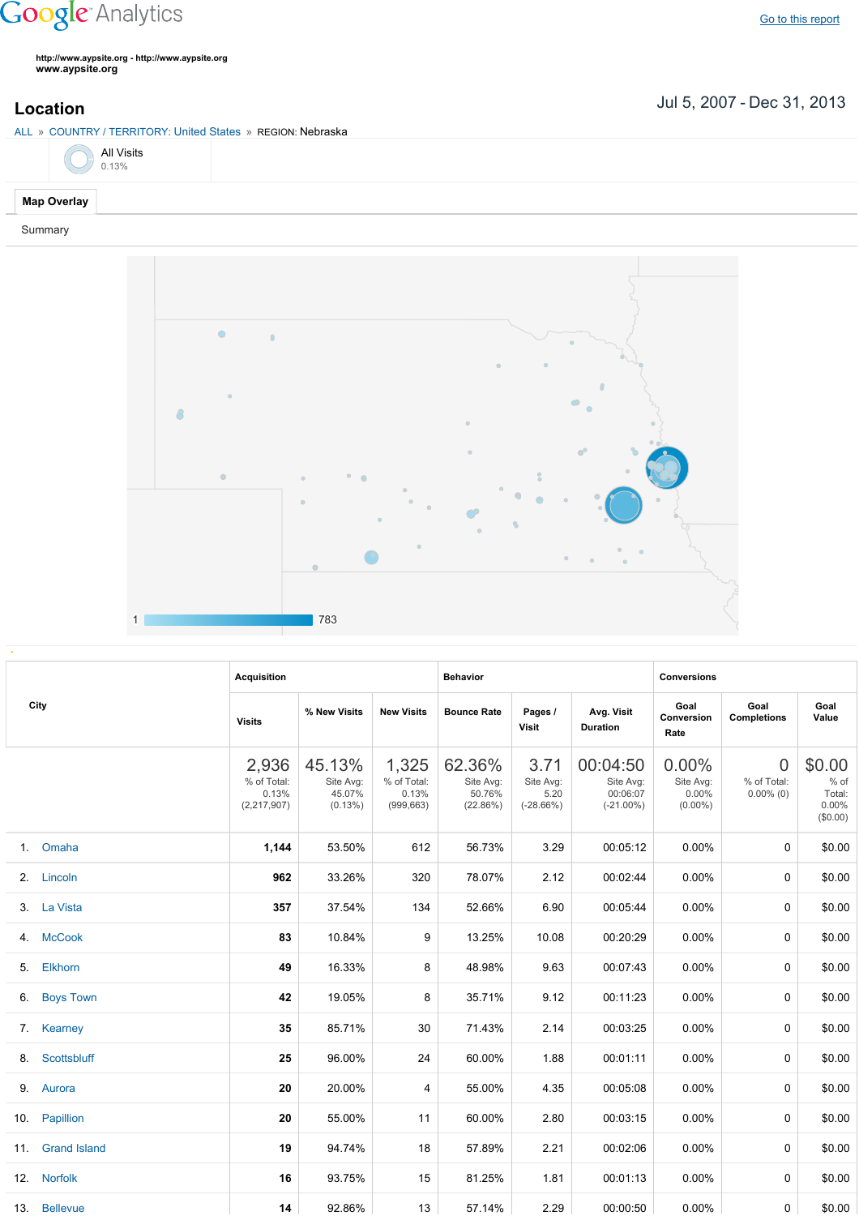Google Analytics

Go to this report

http://www.aypsite.org - http://www.aypsite.org
www.aypsite.org

## Location

Jul 5, 2007 - Dec 31, 2013

ALL » COUNTRY / TERRITORY: United States » REGION: Nebraska

All Visits
0.13%

Map Overlay

Summary

1 783

| City | Acquisition | | | Behavior | | | Conversions | | |
|---|---|---|---|---|---|---|---|---|---|
| | Visits | % New Visits | New Visits | Bounce Rate | Pages / Visit | Avg. Visit Duration | Goal Conversion Rate | Goal Completions | Goal Value |
| | 2,936 % of Total: 0.13% (2,217,907) | 45.13% Site Avg: 45.07% (0.13%) | 1,325 % of Total: 0.13% (999,663) | 62.36% Site Avg: 50.76% (22.86%) | 3.71 Site Avg: 5.20 (-28.66%) | 00:04:50 Site Avg: 00:06:07 (-21.00%) | 0.00% Site Avg: 0.00% (0.00%) | 0 % of Total: 0.00% (0) | $0.00 % of Total: 0.00% ($0.00) |
| 1. Omaha | 1,144 | 53.50% | 612 | 56.73% | 3.29 | 00:05:12 | 0.00% | 0 | $0.00 |
| 2. Lincoln | 962 | 33.26% | 320 | 78.07% | 2.12 | 00:02:44 | 0.00% | 0 | $0.00 |
| 3. La Vista | 357 | 37.54% | 134 | 52.66% | 6.90 | 00:05:44 | 0.00% | 0 | $0.00 |
| 4. McCook | 83 | 10.84% | 9 | 13.25% | 10.08 | 00:20:29 | 0.00% | 0 | $0.00 |
| 5. Elkhorn | 49 | 16.33% | 8 | 48.98% | 9.63 | 00:07:43 | 0.00% | 0 | $0.00 |
| 6. Boys Town | 42 | 19.05% | 8 | 35.71% | 9.12 | 00:11:23 | 0.00% | 0 | $0.00 |
| 7. Kearney | 35 | 85.71% | 30 | 71.43% | 2.14 | 00:03:25 | 0.00% | 0 | $0.00 |
| 8. Scottsbluff | 25 | 96.00% | 24 | 60.00% | 1.88 | 00:01:11 | 0.00% | 0 | $0.00 |
| 9. Aurora | 20 | 20.00% | 4 | 55.00% | 4.35 | 00:05:08 | 0.00% | 0 | $0.00 |
| 10. Papillion | 20 | 55.00% | 11 | 60.00% | 2.80 | 00:03:15 | 0.00% | 0 | $0.00 |
| 11. Grand Island | 19 | 94.74% | 18 | 57.89% | 2.21 | 00:02:06 | 0.00% | 0 | $0.00 |
| 12. Norfolk | 16 | 93.75% | 15 | 81.25% | 1.81 | 00:01:13 | 0.00% | 0 | $0.00 |
| 13. Bellevue | 14 | 92.86% | 13 | 57.14% | 2.29 | 00:00:50 | 0.00% | 0 | $0.00 |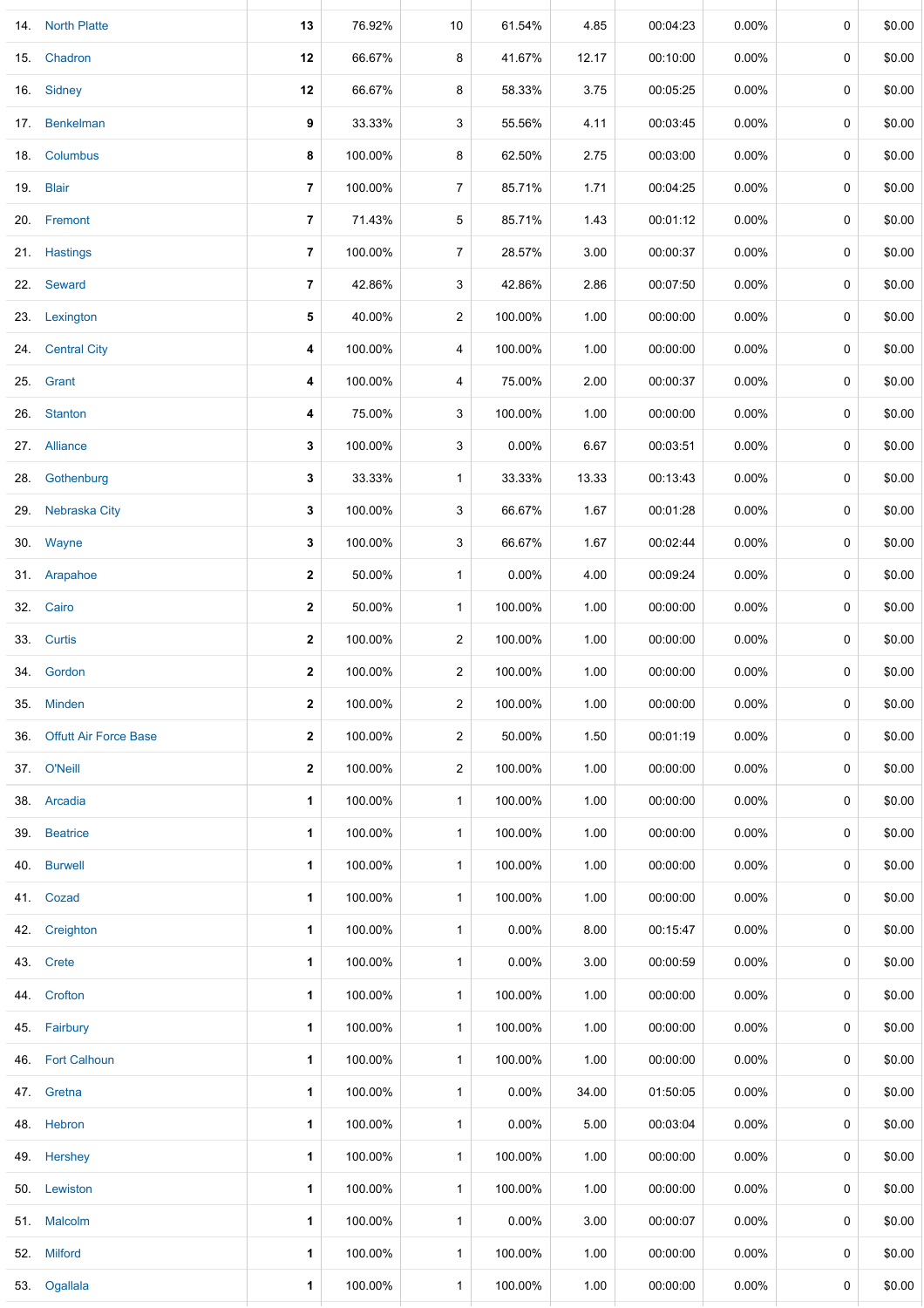| | | | | | | | | | |
|---|---|---|---|---|---|---|---|---|---|
| 14. | North Platte | **13** | 76.92% | 10 | 61.54% | 4.85 | 00:04:23 | 0.00% | 0 | $0.00 |
| 15. | Chadron | **12** | 66.67% | 8 | 41.67% | 12.17 | 00:10:00 | 0.00% | 0 | $0.00 |
| 16. | Sidney | **12** | 66.67% | 8 | 58.33% | 3.75 | 00:05:25 | 0.00% | 0 | $0.00 |
| 17. | Benkelman | **9** | 33.33% | 3 | 55.56% | 4.11 | 00:03:45 | 0.00% | 0 | $0.00 |
| 18. | Columbus | **8** | 100.00% | 8 | 62.50% | 2.75 | 00:03:00 | 0.00% | 0 | $0.00 |
| 19. | Blair | **7** | 100.00% | 7 | 85.71% | 1.71 | 00:04:25 | 0.00% | 0 | $0.00 |
| 20. | Fremont | **7** | 71.43% | 5 | 85.71% | 1.43 | 00:01:12 | 0.00% | 0 | $0.00 |
| 21. | Hastings | **7** | 100.00% | 7 | 28.57% | 3.00 | 00:00:37 | 0.00% | 0 | $0.00 |
| 22. | Seward | **7** | 42.86% | 3 | 42.86% | 2.86 | 00:07:50 | 0.00% | 0 | $0.00 |
| 23. | Lexington | **5** | 40.00% | 2 | 100.00% | 1.00 | 00:00:00 | 0.00% | 0 | $0.00 |
| 24. | Central City | **4** | 100.00% | 4 | 100.00% | 1.00 | 00:00:00 | 0.00% | 0 | $0.00 |
| 25. | Grant | **4** | 100.00% | 4 | 75.00% | 2.00 | 00:00:37 | 0.00% | 0 | $0.00 |
| 26. | Stanton | **4** | 75.00% | 3 | 100.00% | 1.00 | 00:00:00 | 0.00% | 0 | $0.00 |
| 27. | Alliance | **3** | 100.00% | 3 | 0.00% | 6.67 | 00:03:51 | 0.00% | 0 | $0.00 |
| 28. | Gothenburg | **3** | 33.33% | 1 | 33.33% | 13.33 | 00:13:43 | 0.00% | 0 | $0.00 |
| 29. | Nebraska City | **3** | 100.00% | 3 | 66.67% | 1.67 | 00:01:28 | 0.00% | 0 | $0.00 |
| 30. | Wayne | **3** | 100.00% | 3 | 66.67% | 1.67 | 00:02:44 | 0.00% | 0 | $0.00 |
| 31. | Arapahoe | **2** | 50.00% | 1 | 0.00% | 4.00 | 00:09:24 | 0.00% | 0 | $0.00 |
| 32. | Cairo | **2** | 50.00% | 1 | 100.00% | 1.00 | 00:00:00 | 0.00% | 0 | $0.00 |
| 33. | Curtis | **2** | 100.00% | 2 | 100.00% | 1.00 | 00:00:00 | 0.00% | 0 | $0.00 |
| 34. | Gordon | **2** | 100.00% | 2 | 100.00% | 1.00 | 00:00:00 | 0.00% | 0 | $0.00 |
| 35. | Minden | **2** | 100.00% | 2 | 100.00% | 1.00 | 00:00:00 | 0.00% | 0 | $0.00 |
| 36. | Offutt Air Force Base | **2** | 100.00% | 2 | 50.00% | 1.50 | 00:01:19 | 0.00% | 0 | $0.00 |
| 37. | O'Neill | **2** | 100.00% | 2 | 100.00% | 1.00 | 00:00:00 | 0.00% | 0 | $0.00 |
| 38. | Arcadia | **1** | 100.00% | 1 | 100.00% | 1.00 | 00:00:00 | 0.00% | 0 | $0.00 |
| 39. | Beatrice | **1** | 100.00% | 1 | 100.00% | 1.00 | 00:00:00 | 0.00% | 0 | $0.00 |
| 40. | Burwell | **1** | 100.00% | 1 | 100.00% | 1.00 | 00:00:00 | 0.00% | 0 | $0.00 |
| 41. | Cozad | **1** | 100.00% | 1 | 100.00% | 1.00 | 00:00:00 | 0.00% | 0 | $0.00 |
| 42. | Creighton | **1** | 100.00% | 1 | 0.00% | 8.00 | 00:15:47 | 0.00% | 0 | $0.00 |
| 43. | Crete | **1** | 100.00% | 1 | 0.00% | 3.00 | 00:00:59 | 0.00% | 0 | $0.00 |
| 44. | Crofton | **1** | 100.00% | 1 | 100.00% | 1.00 | 00:00:00 | 0.00% | 0 | $0.00 |
| 45. | Fairbury | **1** | 100.00% | 1 | 100.00% | 1.00 | 00:00:00 | 0.00% | 0 | $0.00 |
| 46. | Fort Calhoun | **1** | 100.00% | 1 | 100.00% | 1.00 | 00:00:00 | 0.00% | 0 | $0.00 |
| 47. | Gretna | **1** | 100.00% | 1 | 0.00% | 34.00 | 01:50:05 | 0.00% | 0 | $0.00 |
| 48. | Hebron | **1** | 100.00% | 1 | 0.00% | 5.00 | 00:03:04 | 0.00% | 0 | $0.00 |
| 49. | Hershey | **1** | 100.00% | 1 | 100.00% | 1.00 | 00:00:00 | 0.00% | 0 | $0.00 |
| 50. | Lewiston | **1** | 100.00% | 1 | 100.00% | 1.00 | 00:00:00 | 0.00% | 0 | $0.00 |
| 51. | Malcolm | **1** | 100.00% | 1 | 0.00% | 3.00 | 00:00:07 | 0.00% | 0 | $0.00 |
| 52. | Milford | **1** | 100.00% | 1 | 100.00% | 1.00 | 00:00:00 | 0.00% | 0 | $0.00 |
| 53. | Ogallala | **1** | 100.00% | 1 | 100.00% | 1.00 | 00:00:00 | 0.00% | 0 | $0.00 |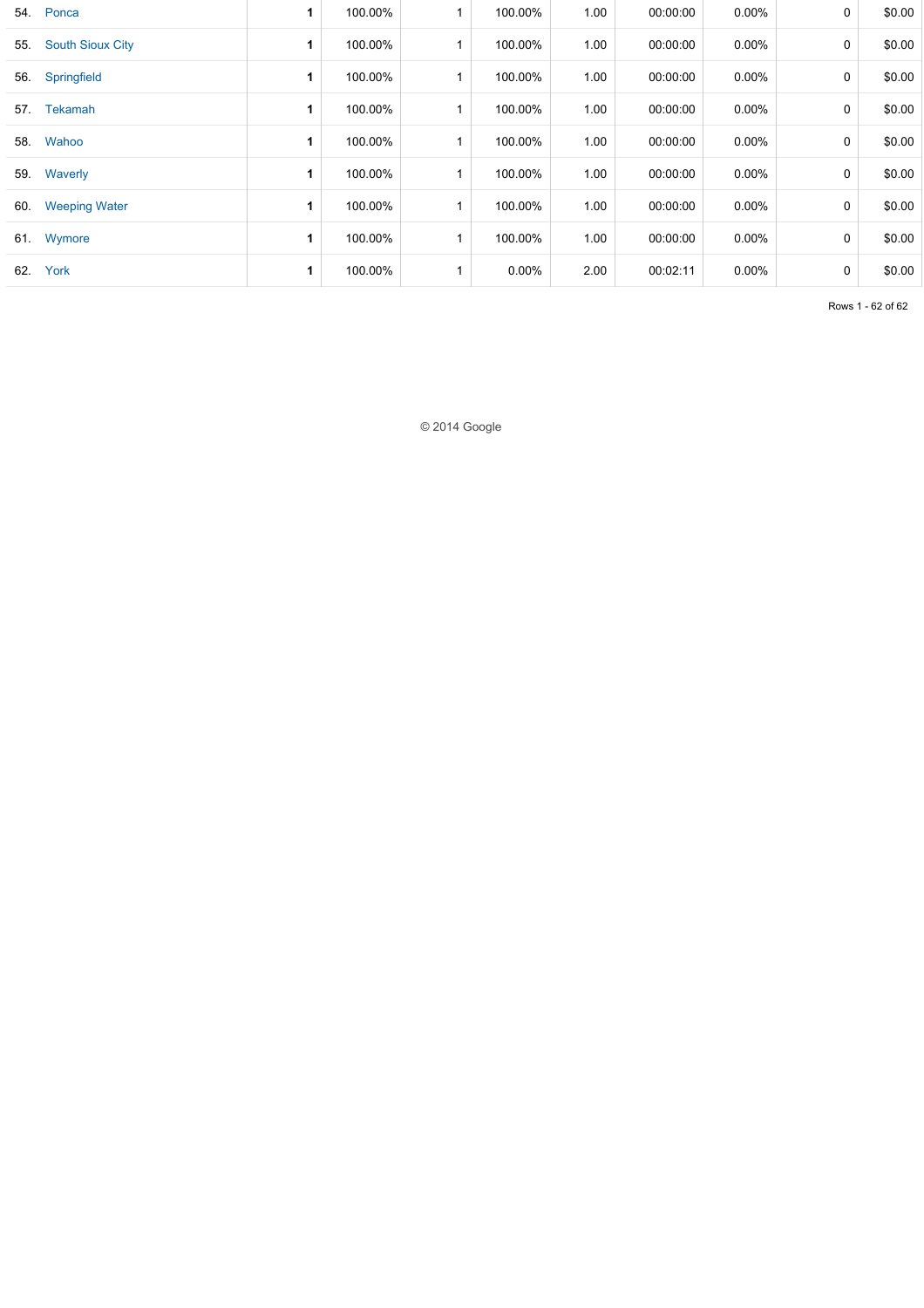| | | | | | | | | | | |
|---|---|---|---|---|---|---|---|---|---|---|
| 54. | Ponca | 1 | 100.00% | 1 | 100.00% | 1.00 | 00:00:00 | 0.00% | 0 | $0.00 |
| 55. | South Sioux City | 1 | 100.00% | 1 | 100.00% | 1.00 | 00:00:00 | 0.00% | 0 | $0.00 |
| 56. | Springfield | 1 | 100.00% | 1 | 100.00% | 1.00 | 00:00:00 | 0.00% | 0 | $0.00 |
| 57. | Tekamah | 1 | 100.00% | 1 | 100.00% | 1.00 | 00:00:00 | 0.00% | 0 | $0.00 |
| 58. | Wahoo | 1 | 100.00% | 1 | 100.00% | 1.00 | 00:00:00 | 0.00% | 0 | $0.00 |
| 59. | Waverly | 1 | 100.00% | 1 | 100.00% | 1.00 | 00:00:00 | 0.00% | 0 | $0.00 |
| 60. | Weeping Water | 1 | 100.00% | 1 | 100.00% | 1.00 | 00:00:00 | 0.00% | 0 | $0.00 |
| 61. | Wymore | 1 | 100.00% | 1 | 100.00% | 1.00 | 00:00:00 | 0.00% | 0 | $0.00 |
| 62. | York | 1 | 100.00% | 1 | 0.00% | 2.00 | 00:02:11 | 0.00% | 0 | $0.00 |

Rows 1 - 62 of 62

© 2014 Google